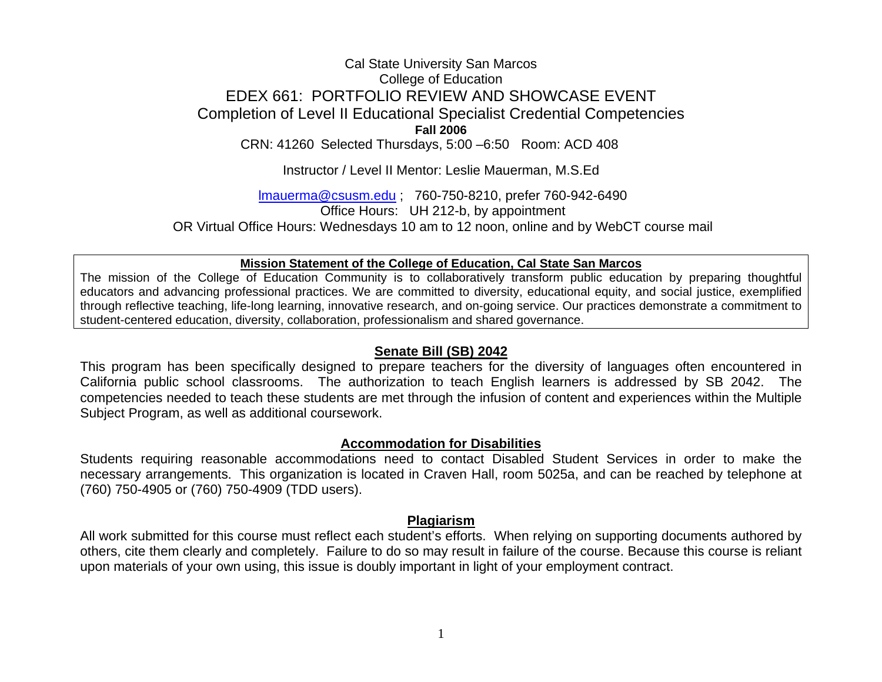Cal State University San Marcos
College of Education

# EDEX 661: PORTFOLIO REVIEW AND SHOWCASE EVENT

## Completion of Level II Educational Specialist Credential Competencies

**Fall 2006**

CRN: 41260 Selected Thursdays, 5:00 –6:50 Room: ACD 408

Instructor / Level II Mentor: Leslie Mauerman, M.S.Ed

lmauerma@csusm.edu ; 760-750-8210, prefer 760-942-6490
Office Hours: UH 212-b, by appointment
OR Virtual Office Hours: Wednesdays 10 am to 12 noon, online and by WebCT course mail

**Mission Statement of the College of Education, Cal State San Marcos**

The mission of the College of Education Community is to collaboratively transform public education by preparing thoughtful educators and advancing professional practices. We are committed to diversity, educational equity, and social justice, exemplified through reflective teaching, life-long learning, innovative research, and on-going service. Our practices demonstrate a commitment to student-centered education, diversity, collaboration, professionalism and shared governance.

### Senate Bill (SB) 2042

This program has been specifically designed to prepare teachers for the diversity of languages often encountered in California public school classrooms. The authorization to teach English learners is addressed by SB 2042. The competencies needed to teach these students are met through the infusion of content and experiences within the Multiple Subject Program, as well as additional coursework.

### Accommodation for Disabilities

Students requiring reasonable accommodations need to contact Disabled Student Services in order to make the necessary arrangements. This organization is located in Craven Hall, room 5025a, and can be reached by telephone at (760) 750-4905 or (760) 750-4909 (TDD users).

### Plagiarism

All work submitted for this course must reflect each student's efforts. When relying on supporting documents authored by others, cite them clearly and completely. Failure to do so may result in failure of the course. Because this course is reliant upon materials of your own using, this issue is doubly important in light of your employment contract.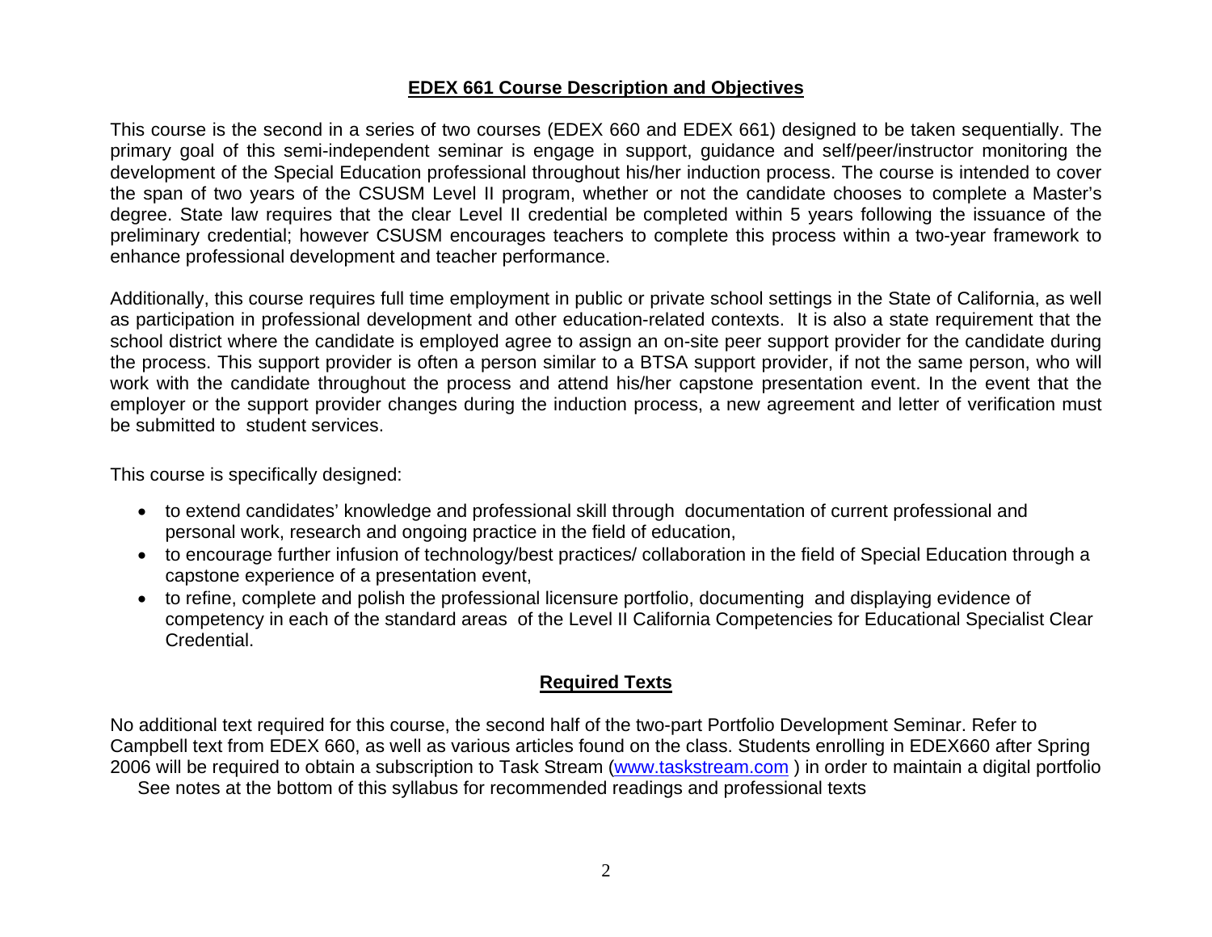## EDEX 661 Course Description and Objectives

This course is the second in a series of two courses (EDEX 660 and EDEX 661) designed to be taken sequentially. The primary goal of this semi-independent seminar is engage in support, guidance and self/peer/instructor monitoring the development of the Special Education professional throughout his/her induction process. The course is intended to cover the span of two years of the CSUSM Level II program, whether or not the candidate chooses to complete a Master's degree. State law requires that the clear Level II credential be completed within 5 years following the issuance of the preliminary credential; however CSUSM encourages teachers to complete this process within a two-year framework to enhance professional development and teacher performance.

Additionally, this course requires full time employment in public or private school settings in the State of California, as well as participation in professional development and other education-related contexts. It is also a state requirement that the school district where the candidate is employed agree to assign an on-site peer support provider for the candidate during the process. This support provider is often a person similar to a BTSA support provider, if not the same person, who will work with the candidate throughout the process and attend his/her capstone presentation event. In the event that the employer or the support provider changes during the induction process, a new agreement and letter of verification must be submitted to student services.

This course is specifically designed:

- to extend candidates' knowledge and professional skill through documentation of current professional and personal work, research and ongoing practice in the field of education,
- to encourage further infusion of technology/best practices/ collaboration in the field of Special Education through a capstone experience of a presentation event,
- to refine, complete and polish the professional licensure portfolio, documenting and displaying evidence of competency in each of the standard areas of the Level II California Competencies for Educational Specialist Clear Credential.

## Required Texts

No additional text required for this course, the second half of the two-part Portfolio Development Seminar. Refer to Campbell text from EDEX 660, as well as various articles found on the class. Students enrolling in EDEX660 after Spring 2006 will be required to obtain a subscription to Task Stream (www.taskstream.com ) in order to maintain a digital portfolio See notes at the bottom of this syllabus for recommended readings and professional texts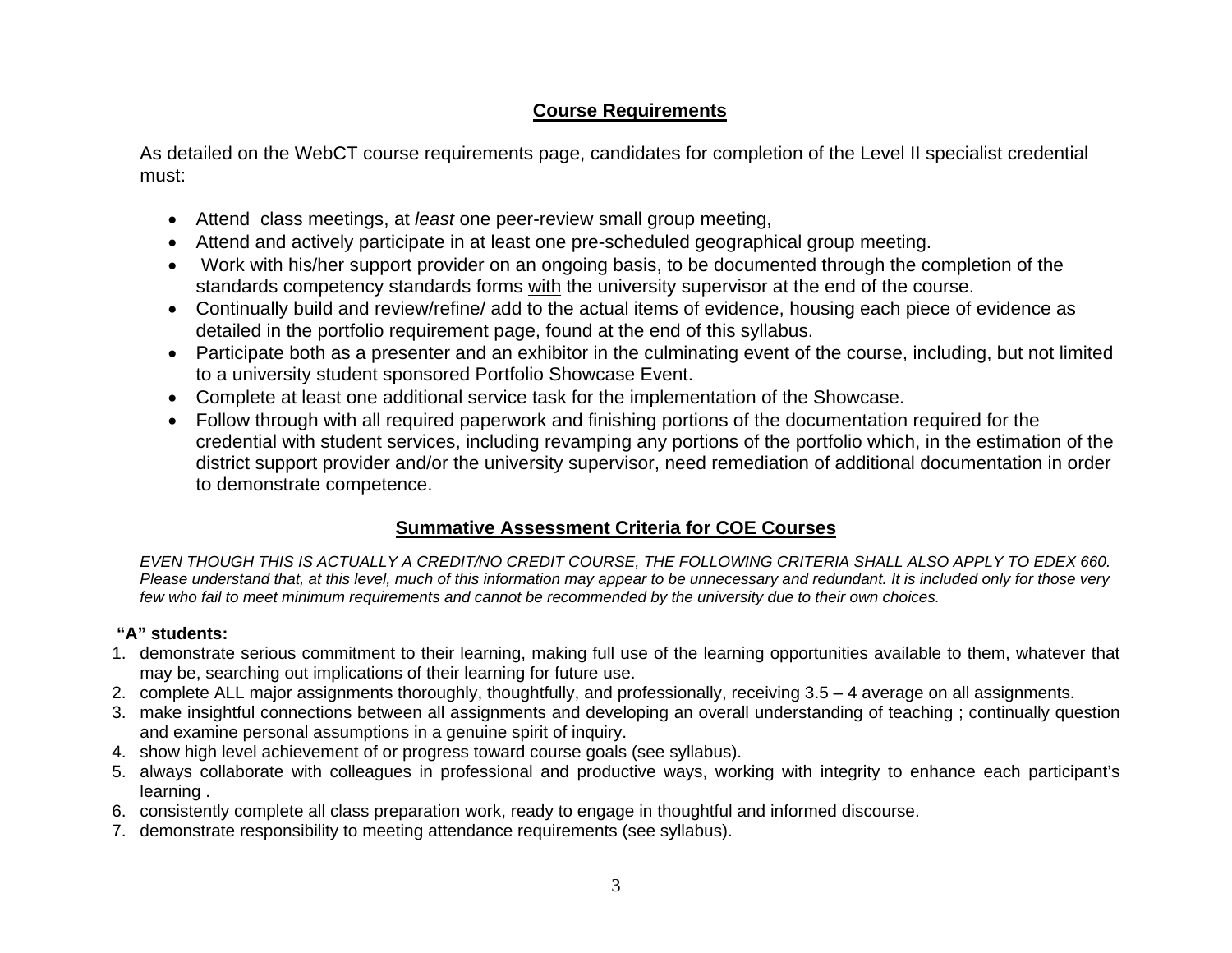## Course Requirements

As detailed on the WebCT course requirements page, candidates for completion of the Level II specialist credential must:

- Attend class meetings, at *least* one peer-review small group meeting,
- Attend and actively participate in at least one pre-scheduled geographical group meeting.
- Work with his/her support provider on an ongoing basis, to be documented through the completion of the standards competency standards forms <u>with</u> the university supervisor at the end of the course.
- Continually build and review/refine/ add to the actual items of evidence, housing each piece of evidence as detailed in the portfolio requirement page, found at the end of this syllabus.
- Participate both as a presenter and an exhibitor in the culminating event of the course, including, but not limited to a university student sponsored Portfolio Showcase Event.
- Complete at least one additional service task for the implementation of the Showcase.
- Follow through with all required paperwork and finishing portions of the documentation required for the credential with student services, including revamping any portions of the portfolio which, in the estimation of the district support provider and/or the university supervisor, need remediation of additional documentation in order to demonstrate competence.

## Summative Assessment Criteria for COE Courses

*EVEN THOUGH THIS IS ACTUALLY A CREDIT/NO CREDIT COURSE, THE FOLLOWING CRITERIA SHALL ALSO APPLY TO EDEX 660. Please understand that, at this level, much of this information may appear to be unnecessary and redundant. It is included only for those very few who fail to meet minimum requirements and cannot be recommended by the university due to their own choices.*

**"A" students:**

1. demonstrate serious commitment to their learning, making full use of the learning opportunities available to them, whatever that may be, searching out implications of their learning for future use.
2. complete ALL major assignments thoroughly, thoughtfully, and professionally, receiving 3.5 – 4 average on all assignments.
3. make insightful connections between all assignments and developing an overall understanding of teaching ; continually question and examine personal assumptions in a genuine spirit of inquiry.
4. show high level achievement of or progress toward course goals (see syllabus).
5. always collaborate with colleagues in professional and productive ways, working with integrity to enhance each participant's learning .
6. consistently complete all class preparation work, ready to engage in thoughtful and informed discourse.
7. demonstrate responsibility to meeting attendance requirements (see syllabus).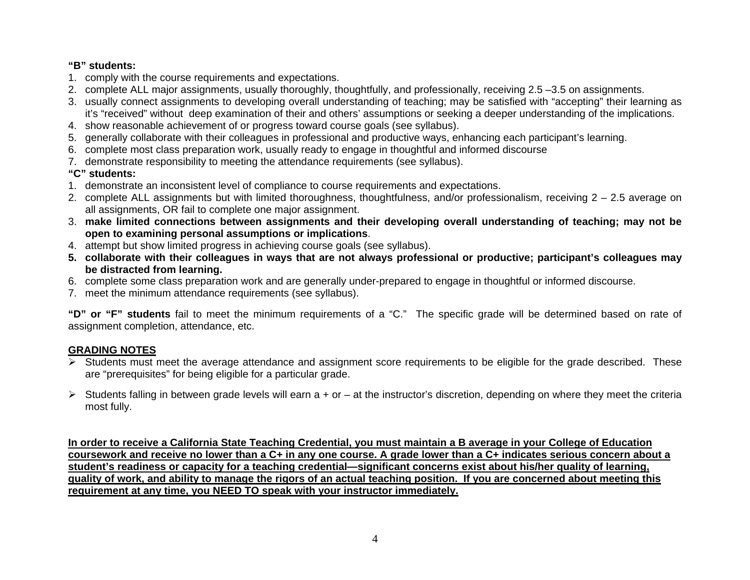**“B” students:**

1. comply with the course requirements and expectations.
2. complete ALL major assignments, usually thoroughly, thoughtfully, and professionally, receiving 2.5 –3.5 on assignments.
3. usually connect assignments to developing overall understanding of teaching; may be satisfied with “accepting” their learning as it’s “received” without deep examination of their and others’ assumptions or seeking a deeper understanding of the implications.
4. show reasonable achievement of or progress toward course goals (see syllabus).
5. generally collaborate with their colleagues in professional and productive ways, enhancing each participant’s learning.
6. complete most class preparation work, usually ready to engage in thoughtful and informed discourse
7. demonstrate responsibility to meeting the attendance requirements (see syllabus).

**“C” students:**

1. demonstrate an inconsistent level of compliance to course requirements and expectations.
2. complete ALL assignments but with limited thoroughness, thoughtfulness, and/or professionalism, receiving 2 – 2.5 average on all assignments, OR fail to complete one major assignment.
3. **make limited connections between assignments and their developing overall understanding of teaching; may not be open to examining personal assumptions or implications**.
4. attempt but show limited progress in achieving course goals (see syllabus).
5. **collaborate with their colleagues in ways that are not always professional or productive; participant’s colleagues may be distracted from learning.**
6. complete some class preparation work and are generally under-prepared to engage in thoughtful or informed discourse.
7. meet the minimum attendance requirements (see syllabus).

**“D” or “F” students** fail to meet the minimum requirements of a “C.” The specific grade will be determined based on rate of assignment completion, attendance, etc.

**GRADING NOTES**

- Students must meet the average attendance and assignment score requirements to be eligible for the grade described. These are “prerequisites” for being eligible for a particular grade.
- Students falling in between grade levels will earn a + or – at the instructor’s discretion, depending on where they meet the criteria most fully.

**In order to receive a California State Teaching Credential, you must maintain a B average in your College of Education coursework and receive no lower than a C+ in any one course. A grade lower than a C+ indicates serious concern about a student’s readiness or capacity for a teaching credential—significant concerns exist about his/her quality of learning, quality of work, and ability to manage the rigors of an actual teaching position. If you are concerned about meeting this requirement at any time, you NEED TO speak with your instructor immediately.**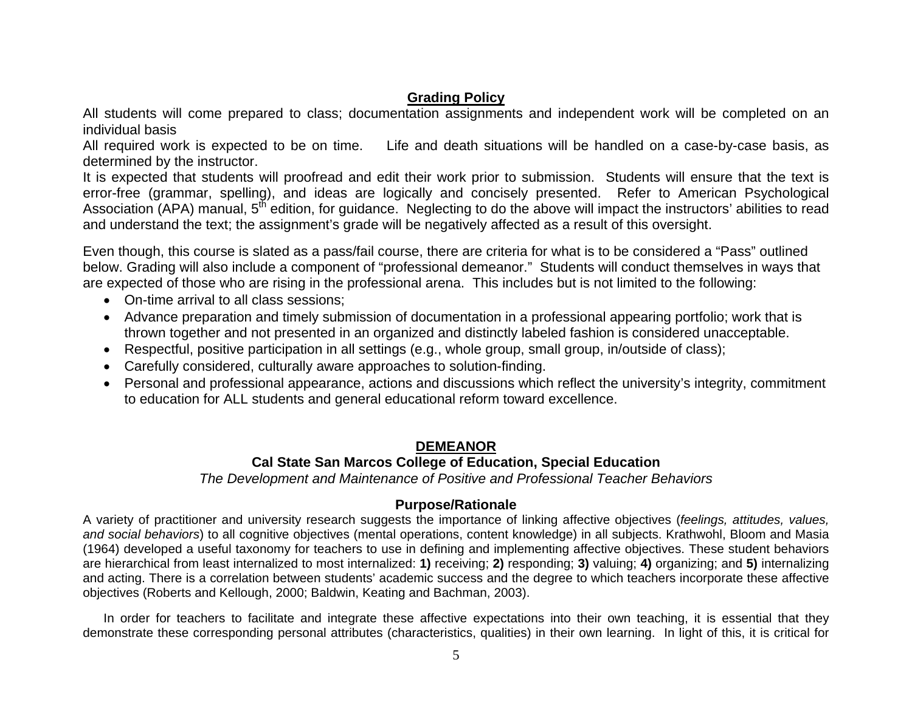## Grading Policy

All students will come prepared to class; documentation assignments and independent work will be completed on an individual basis

All required work is expected to be on time. Life and death situations will be handled on a case-by-case basis, as determined by the instructor.

It is expected that students will proofread and edit their work prior to submission. Students will ensure that the text is error-free (grammar, spelling), and ideas are logically and concisely presented. Refer to American Psychological Association (APA) manual, 5th edition, for guidance. Neglecting to do the above will impact the instructors' abilities to read and understand the text; the assignment's grade will be negatively affected as a result of this oversight.

Even though, this course is slated as a pass/fail course, there are criteria for what is to be considered a "Pass" outlined below. Grading will also include a component of "professional demeanor." Students will conduct themselves in ways that are expected of those who are rising in the professional arena. This includes but is not limited to the following:

- On-time arrival to all class sessions;
- Advance preparation and timely submission of documentation in a professional appearing portfolio; work that is thrown together and not presented in an organized and distinctly labeled fashion is considered unacceptable.
- Respectful, positive participation in all settings (e.g., whole group, small group, in/outside of class);
- Carefully considered, culturally aware approaches to solution-finding.
- Personal and professional appearance, actions and discussions which reflect the university's integrity, commitment to education for ALL students and general educational reform toward excellence.

## DEMEANOR

### Cal State San Marcos College of Education, Special Education

*The Development and Maintenance of Positive and Professional Teacher Behaviors*

### Purpose/Rationale

A variety of practitioner and university research suggests the importance of linking affective objectives (*feelings, attitudes, values, and social behaviors*) to all cognitive objectives (mental operations, content knowledge) in all subjects. Krathwohl, Bloom and Masia (1964) developed a useful taxonomy for teachers to use in defining and implementing affective objectives. These student behaviors are hierarchical from least internalized to most internalized: **1)** receiving; **2)** responding; **3)** valuing; **4)** organizing; and **5)** internalizing and acting. There is a correlation between students' academic success and the degree to which teachers incorporate these affective objectives (Roberts and Kellough, 2000; Baldwin, Keating and Bachman, 2003).

In order for teachers to facilitate and integrate these affective expectations into their own teaching, it is essential that they demonstrate these corresponding personal attributes (characteristics, qualities) in their own learning. In light of this, it is critical for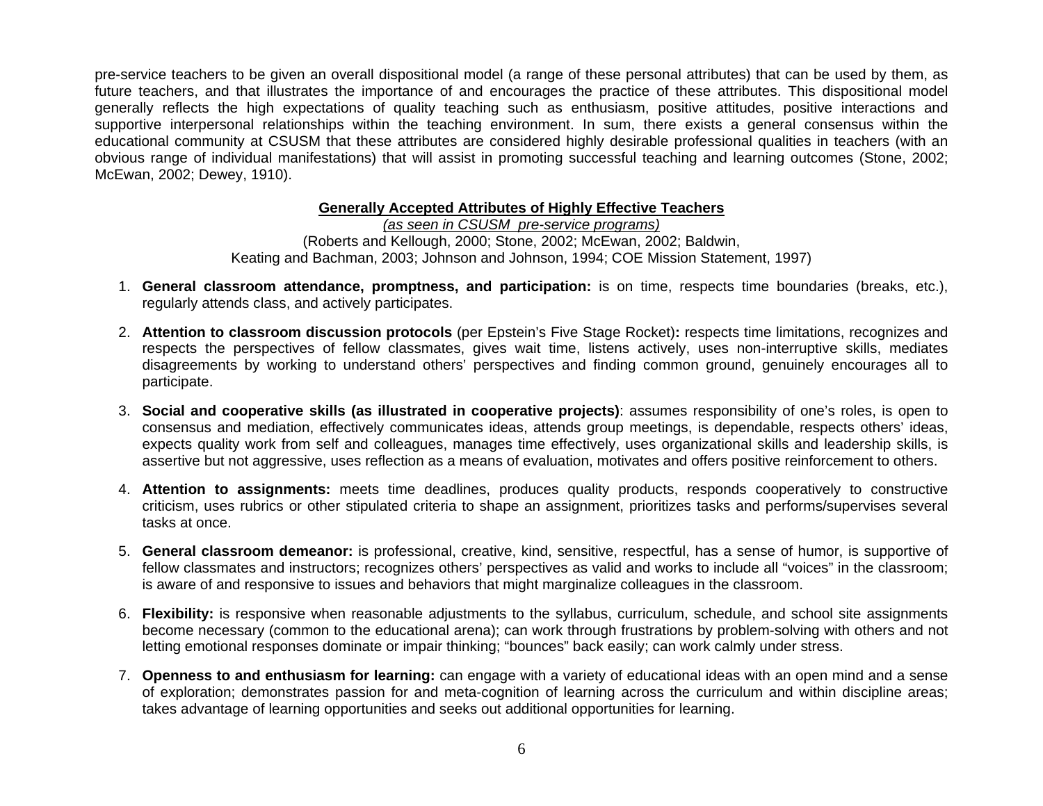pre-service teachers to be given an overall dispositional model (a range of these personal attributes) that can be used by them, as future teachers, and that illustrates the importance of and encourages the practice of these attributes. This dispositional model generally reflects the high expectations of quality teaching such as enthusiasm, positive attitudes, positive interactions and supportive interpersonal relationships within the teaching environment. In sum, there exists a general consensus within the educational community at CSUSM that these attributes are considered highly desirable professional qualities in teachers (with an obvious range of individual manifestations) that will assist in promoting successful teaching and learning outcomes (Stone, 2002; McEwan, 2002; Dewey, 1910).

<u>**Generally Accepted Attributes of Highly Effective Teachers**</u>

<u>*(as seen in CSUSM pre-service programs)*</u>

(Roberts and Kellough, 2000; Stone, 2002; McEwan, 2002; Baldwin, Keating and Bachman, 2003; Johnson and Johnson, 1994; COE Mission Statement, 1997)

1. **General classroom attendance, promptness, and participation:** is on time, respects time boundaries (breaks, etc.), regularly attends class, and actively participates.

2. **Attention to classroom discussion protocols** (per Epstein's Five Stage Rocket)**:** respects time limitations, recognizes and respects the perspectives of fellow classmates, gives wait time, listens actively, uses non-interruptive skills, mediates disagreements by working to understand others' perspectives and finding common ground, genuinely encourages all to participate.

3. **Social and cooperative skills (as illustrated in cooperative projects)**: assumes responsibility of one's roles, is open to consensus and mediation, effectively communicates ideas, attends group meetings, is dependable, respects others' ideas, expects quality work from self and colleagues, manages time effectively, uses organizational skills and leadership skills, is assertive but not aggressive, uses reflection as a means of evaluation, motivates and offers positive reinforcement to others.

4. **Attention to assignments:** meets time deadlines, produces quality products, responds cooperatively to constructive criticism, uses rubrics or other stipulated criteria to shape an assignment, prioritizes tasks and performs/supervises several tasks at once.

5. **General classroom demeanor:** is professional, creative, kind, sensitive, respectful, has a sense of humor, is supportive of fellow classmates and instructors; recognizes others' perspectives as valid and works to include all "voices" in the classroom; is aware of and responsive to issues and behaviors that might marginalize colleagues in the classroom.

6. **Flexibility:** is responsive when reasonable adjustments to the syllabus, curriculum, schedule, and school site assignments become necessary (common to the educational arena); can work through frustrations by problem-solving with others and not letting emotional responses dominate or impair thinking; "bounces" back easily; can work calmly under stress.

7. **Openness to and enthusiasm for learning:** can engage with a variety of educational ideas with an open mind and a sense of exploration; demonstrates passion for and meta-cognition of learning across the curriculum and within discipline areas; takes advantage of learning opportunities and seeks out additional opportunities for learning.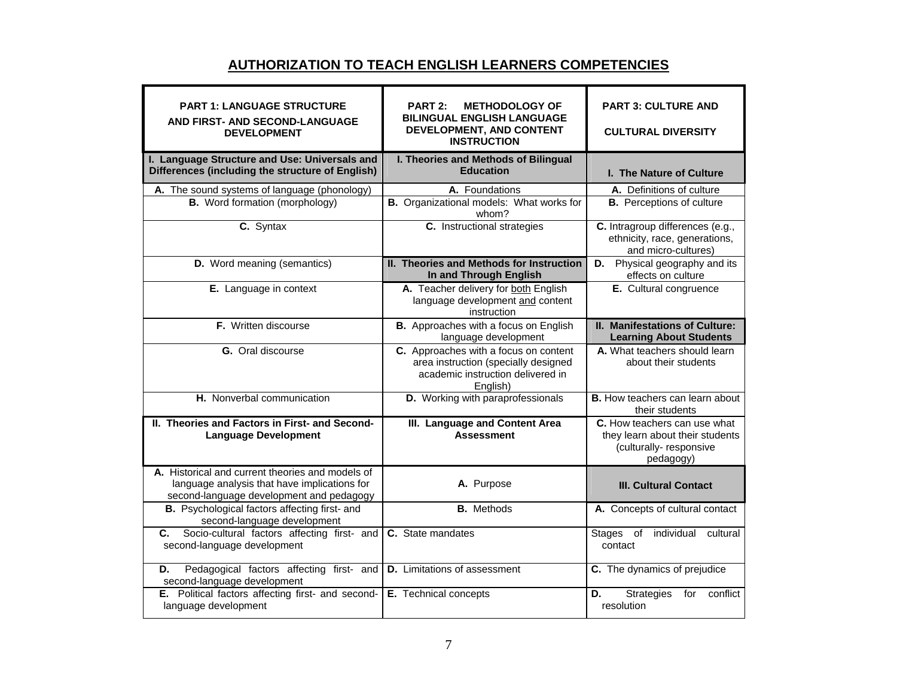# AUTHORIZATION TO TEACH ENGLISH LEARNERS COMPETENCIES

| PART 1: LANGUAGE STRUCTURE AND FIRST- AND SECOND-LANGUAGE DEVELOPMENT | PART 2: METHODOLOGY OF BILINGUAL ENGLISH LANGUAGE DEVELOPMENT, AND CONTENT INSTRUCTION | PART 3: CULTURE AND CULTURAL DIVERSITY |
|---|---|---|
| **I. Language Structure and Use: Universals and Differences (including the structure of English)** | **I. Theories and Methods of Bilingual Education** | **I. The Nature of Culture** |
| **A.** The sound systems of language (phonology) | **A.** Foundations | **A.** Definitions of culture |
| **B.** Word formation (morphology) | **B.** Organizational models: What works for whom? | **B.** Perceptions of culture |
| **C.** Syntax | **C.** Instructional strategies | **C.** Intragroup differences (e.g., ethnicity, race, generations, and micro-cultures) |
| **D.** Word meaning (semantics) | **II. Theories and Methods for Instruction In and Through English** | **D.** Physical geography and its effects on culture |
| **E.** Language in context | **A.** Teacher delivery for both English language development and content instruction | **E.** Cultural congruence |
| **F.** Written discourse | **B.** Approaches with a focus on English language development | **II. Manifestations of Culture: Learning About Students** |
| **G.** Oral discourse | **C.** Approaches with a focus on content area instruction (specially designed academic instruction delivered in English) | **A.** What teachers should learn about their students |
| **H.** Nonverbal communication | **D.** Working with paraprofessionals | **B.** How teachers can learn about their students |
| **II. Theories and Factors in First- and Second-Language Development** | **III. Language and Content Area Assessment** | **C.** How teachers can use what they learn about their students (culturally- responsive pedagogy) |
| **A.** Historical and current theories and models of language analysis that have implications for second-language development and pedagogy | **A.** Purpose | **III. Cultural Contact** |
| **B.** Psychological factors affecting first- and second-language development | **B.** Methods | **A.** Concepts of cultural contact |
| **C.** Socio-cultural factors affecting first- and second-language development | **C.** State mandates | Stages of individual cultural contact |
| **D.** Pedagogical factors affecting first- and second-language development | **D.** Limitations of assessment | **C.** The dynamics of prejudice |
| **E.** Political factors affecting first- and second-language development | **E.** Technical concepts | **D.** Strategies for conflict resolution |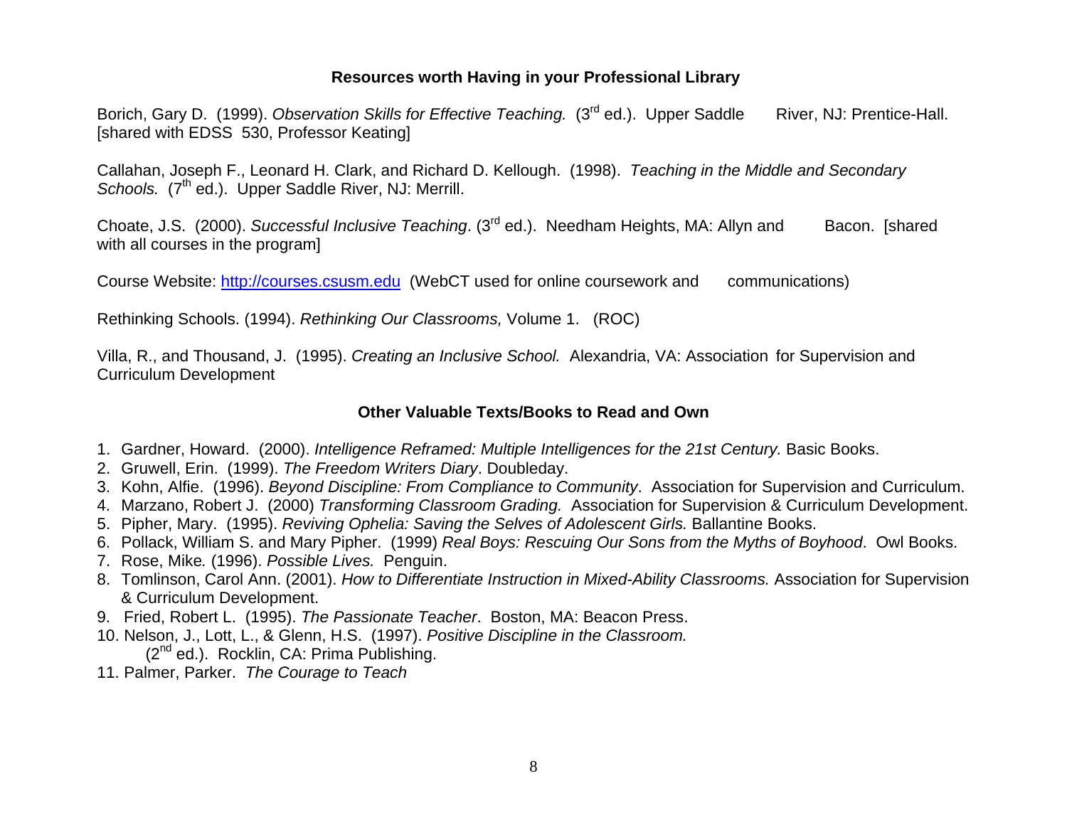### Resources worth Having in your Professional Library

Borich, Gary D. (1999). *Observation Skills for Effective Teaching.* (3rd ed.). Upper Saddle River, NJ: Prentice-Hall. [shared with EDSS 530, Professor Keating]

Callahan, Joseph F., Leonard H. Clark, and Richard D. Kellough. (1998). *Teaching in the Middle and Secondary Schools.* (7th ed.). Upper Saddle River, NJ: Merrill.

Choate, J.S. (2000). *Successful Inclusive Teaching*. (3rd ed.). Needham Heights, MA: Allyn and Bacon. [shared with all courses in the program]

Course Website: [http://courses.csusm.edu](http://courses.csusm.edu) (WebCT used for online coursework and communications)

Rethinking Schools. (1994). *Rethinking Our Classrooms,* Volume 1. (ROC)

Villa, R., and Thousand, J. (1995). *Creating an Inclusive School.* Alexandria, VA: Association for Supervision and Curriculum Development

### Other Valuable Texts/Books to Read and Own

1. Gardner, Howard. (2000). *Intelligence Reframed: Multiple Intelligences for the 21st Century.* Basic Books.
2. Gruwell, Erin. (1999). *The Freedom Writers Diary*. Doubleday.
3. Kohn, Alfie. (1996). *Beyond Discipline: From Compliance to Community*. Association for Supervision and Curriculum.
4. Marzano, Robert J. (2000) *Transforming Classroom Grading.* Association for Supervision & Curriculum Development.
5. Pipher, Mary. (1995). *Reviving Ophelia: Saving the Selves of Adolescent Girls.* Ballantine Books.
6. Pollack, William S. and Mary Pipher. (1999) *Real Boys: Rescuing Our Sons from the Myths of Boyhood*. Owl Books.
7. Rose, Mike. (1996). *Possible Lives.* Penguin.
8. Tomlinson, Carol Ann. (2001). *How to Differentiate Instruction in Mixed-Ability Classrooms.* Association for Supervision & Curriculum Development.
9. Fried, Robert L. (1995). *The Passionate Teacher*. Boston, MA: Beacon Press.
10. Nelson, J., Lott, L., & Glenn, H.S. (1997). *Positive Discipline in the Classroom.* (2nd ed.). Rocklin, CA: Prima Publishing.
11. Palmer, Parker. *The Courage to Teach*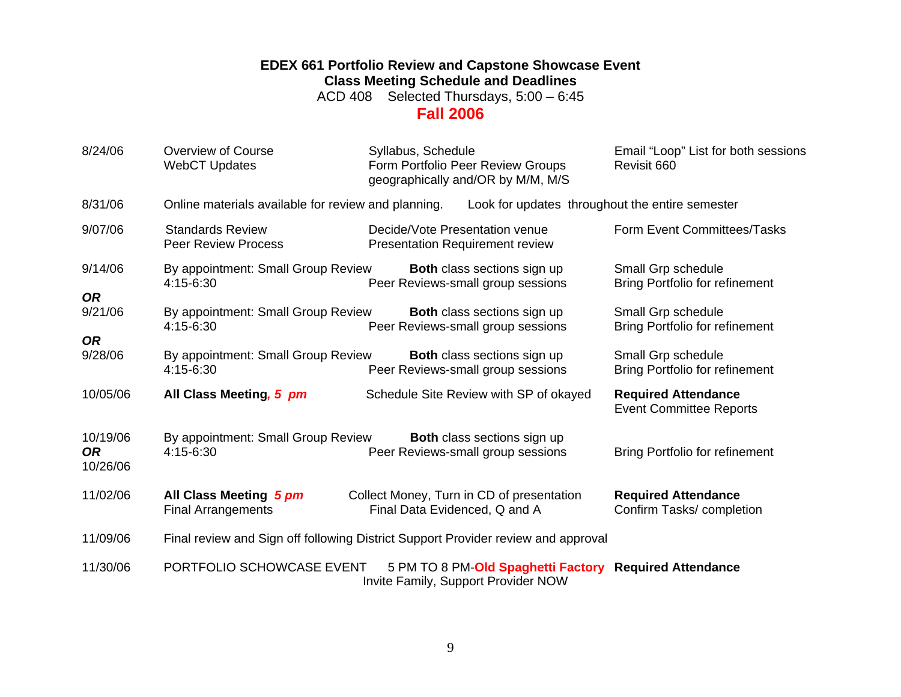**EDEX 661 Portfolio Review and Capstone Showcase Event**
**Class Meeting Schedule and Deadlines**
ACD 408 Selected Thursdays, 5:00 – 6:45
**Fall 2006**

| | | | |
|---|---|---|---|
| 8/24/06 | Overview of Course<br>WebCT Updates | Syllabus, Schedule<br>Form Portfolio Peer Review Groups geographically and/OR by M/M, M/S | Email "Loop" List for both sessions<br>Revisit 660 |
| 8/31/06 | Online materials available for review and planning. | Look for updates throughout the entire semester | |
| 9/07/06 | Standards Review<br>Peer Review Process | Decide/Vote Presentation venue<br>Presentation Requirement review | Form Event Committees/Tasks |
| 9/14/06 | By appointment: Small Group Review<br>4:15-6:30 | **Both** class sections sign up<br>Peer Reviews-small group sessions | Small Grp schedule<br>Bring Portfolio for refinement |
| ***OR***<br>9/21/06 | By appointment: Small Group Review<br>4:15-6:30 | **Both** class sections sign up<br>Peer Reviews-small group sessions | Small Grp schedule<br>Bring Portfolio for refinement |
| ***OR***<br>9/28/06 | By appointment: Small Group Review<br>4:15-6:30 | **Both** class sections sign up<br>Peer Reviews-small group sessions | Small Grp schedule<br>Bring Portfolio for refinement |
| 10/05/06 | **All Class Meeting*, 5 pm*** | Schedule Site Review with SP of okayed | **Required Attendance**<br>Event Committee Reports |
| 10/19/06<br>***OR***<br>10/26/06 | By appointment: Small Group Review<br>4:15-6:30 | **Both** class sections sign up<br>Peer Reviews-small group sessions | Bring Portfolio for refinement |
| 11/02/06 | **All Class Meeting *5 pm***<br>Final Arrangements | Collect Money, Turn in CD of presentation<br>Final Data Evidenced, Q and A | **Required Attendance**<br>Confirm Tasks/ completion |
| 11/09/06 | Final review and Sign off following District Support Provider review and approval | | |
| 11/30/06 | PORTFOLIO SCHOWCASE EVENT | 5 PM TO 8 PM-**Old Spaghetti Factory**<br>Invite Family, Support Provider NOW | **Required Attendance** |